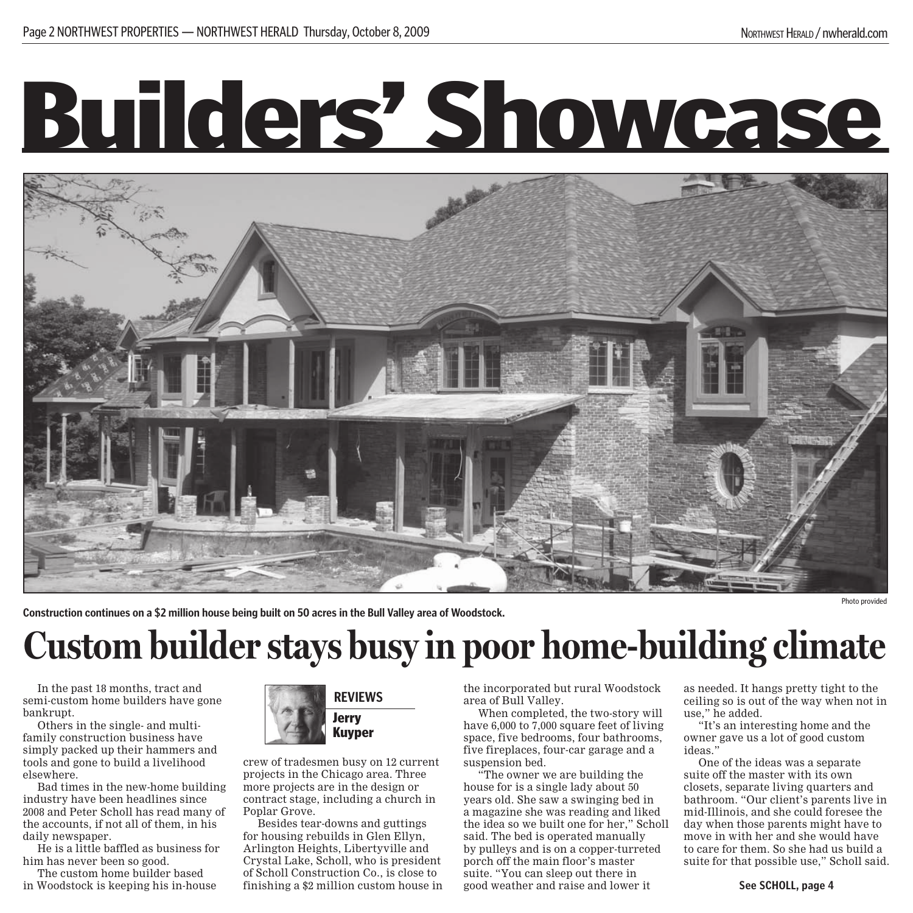# Builders' Showcase

Construction continues on a $2 million house being built on 50 acres in the Bull Valley area of Woodstock.

Photo provided

## Custom builder stays busy in poor home-building climate

REVIEWS

**Jerry Kuyper**

In the past 18 months, tract and semi-custom home builders have gone bankrupt.

Others in the single- and multi-family construction business have simply packed up their hammers and tools and gone to build a livelihood elsewhere.

Bad times in the new-home building industry have been headlines since 2008 and Peter Scholl has read many of the accounts, if not all of them, in his daily newspaper.

He is a little baffled as business for him has never been so good.

The custom home builder based in Woodstock is keeping his in-house crew of tradesmen busy on 12 current projects in the Chicago area. Three more projects are in the design or contract stage, including a church in Poplar Grove.

Besides tear-downs and guttings for housing rebuilds in Glen Ellyn, Arlington Heights, Libertyville and Crystal Lake, Scholl, who is president of Scholl Construction Co., is close to finishing a $2 million custom house in the incorporated but rural Woodstock area of Bull Valley.

When completed, the two-story will have 6,000 to 7,000 square feet of living space, five bedrooms, four bathrooms, five fireplaces, four-car garage and a suspension bed.

"The owner we are building the house for is a single lady about 50 years old. She saw a swinging bed in a magazine she was reading and liked the idea so we built one for her," Scholl said. The bed is operated manually by pulleys and is on a copper-turreted porch off the main floor's master suite. "You can sleep out there in good weather and raise and lower it as needed. It hangs pretty tight to the ceiling so is out of the way when not in use," he added.

"It's an interesting home and the owner gave us a lot of good custom ideas."

One of the ideas was a separate suite off the master with its own closets, separate living quarters and bathroom. "Our client's parents live in mid-Illinois, and she could foresee the day when those parents might have to move in with her and she would have to care for them. So she had us build a suite for that possible use," Scholl said.

**See SCHOLL, page 4**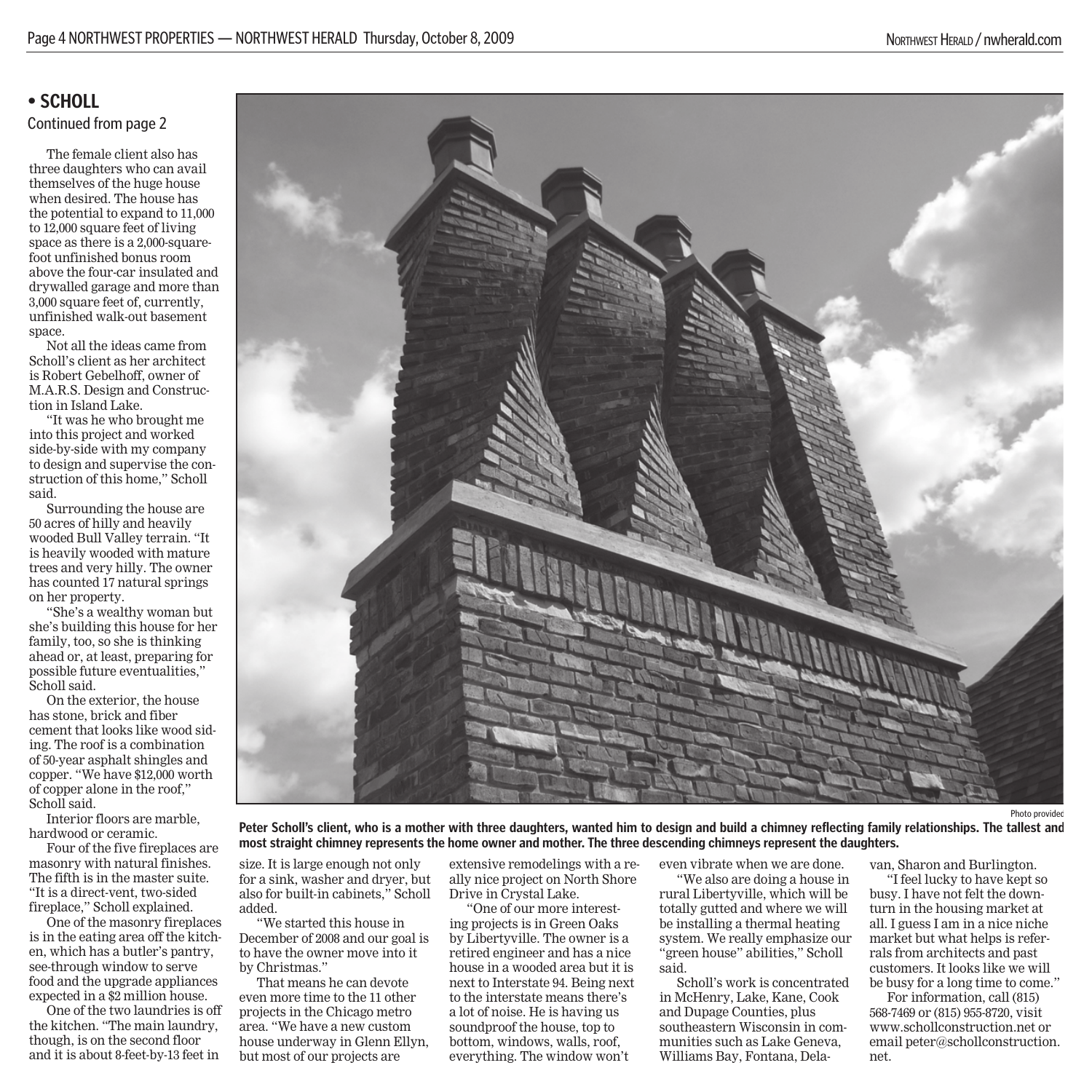## • SCHOLL

Continued from page 2

The female client also has three daughters who can avail themselves of the huge house when desired. The house has the potential to expand to 11,000 to 12,000 square feet of living space as there is a 2,000-square-foot unfinished bonus room above the four-car insulated and drywalled garage and more than 3,000 square feet of, currently, unfinished walk-out basement space.

Not all the ideas came from Scholl's client as her architect is Robert Gebelhoff, owner of M.A.R.S. Design and Construction in Island Lake.

"It was he who brought me into this project and worked side-by-side with my company to design and supervise the construction of this home," Scholl said.

Surrounding the house are 50 acres of hilly and heavily wooded Bull Valley terrain. "It is heavily wooded with mature trees and very hilly. The owner has counted 17 natural springs on her property.

"She's a wealthy woman but she's building this house for her family, too, so she is thinking ahead or, at least, preparing for possible future eventualities," Scholl said.

On the exterior, the house has stone, brick and fiber cement that looks like wood siding. The roof is a combination of 50-year asphalt shingles and copper. "We have $12,000 worth of copper alone in the roof," Scholl said.

Interior floors are marble, hardwood or ceramic.

Four of the five fireplaces are masonry with natural finishes. The fifth is in the master suite. "It is a direct-vent, two-sided fireplace," Scholl explained.

One of the masonry fireplaces is in the eating area off the kitchen, which has a butler's pantry, see-through window to serve food and the upgrade appliances expected in a $2 million house.

One of the two laundries is off the kitchen. "The main laundry, though, is on the second floor and it is about 8-feet-by-13 feet in size. It is large enough not only for a sink, washer and dryer, but also for built-in cabinets," Scholl added.

"We started this house in December of 2008 and our goal is to have the owner move into it by Christmas."

That means he can devote even more time to the 11 other projects in the Chicago metro area. "We have a new custom house underway in Glenn Ellyn, but most of our projects are extensive remodelings with a really nice project on North Shore Drive in Crystal Lake.

"One of our more interesting projects is in Green Oaks by Libertyville. The owner is a retired engineer and has a nice house in a wooded area but it is next to Interstate 94. Being next to the interstate means there's a lot of noise. He is having us soundproof the house, top to bottom, windows, walls, roof, everything. The window won't even vibrate when we are done.

"We also are doing a house in rural Libertyville, which will be totally gutted and where we will be installing a thermal heating system. We really emphasize our "green house" abilities," Scholl said.

Scholl's work is concentrated in McHenry, Lake, Kane, Cook and Dupage Counties, plus southeastern Wisconsin in communities such as Lake Geneva, Williams Bay, Fontana, Delavan, Sharon and Burlington.

"I feel lucky to have kept so busy. I have not felt the downturn in the housing market at all. I guess I am in a nice niche market but what helps is referrals from architects and past customers. It looks like we will be busy for a long time to come."

For information, call (815) 568-7469 or (815) 955-8720, visit www.schollconstruction.net or email peter@schollconstruction.net.

Photo provided

**Peter Scholl's client, who is a mother with three daughters, wanted him to design and build a chimney reflecting family relationships. The tallest and most straight chimney represents the home owner and mother. The three descending chimneys represent the daughters.**